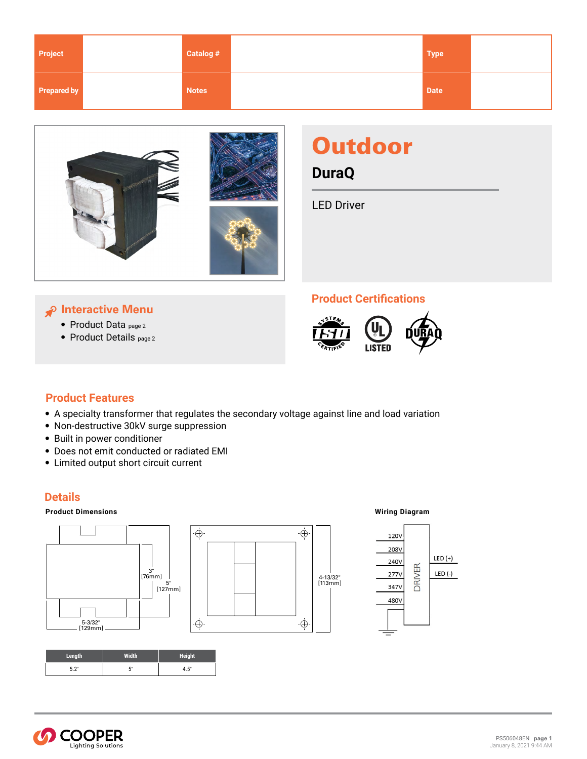| Project | | Catalog # | | Type | |
|---|---|---|---|---|---|
| Prepared by | | Notes | | Date | |

# Outdoor

## DuraQ

LED Driver

### Interactive Menu

- Product Data page 2
- Product Details page 2

### Product Certifications

## Product Features

- A specialty transformer that regulates the secondary voltage against line and load variation
- Non-destructive 30kV surge suppression
- Built in power conditioner
- Does not emit conducted or radiated EMI
- Limited output short circuit current

## Details

**Product Dimensions**

3" [76mm]
5" [127mm]
5-3/32" [129mm]
4-13/32" [113mm]

| Length | Width | Height |
|---|---|---|
| 5.2" | 5" | 4.5" |

**Wiring Diagram**

120V, 208V, 240V, 277V, 347V, 480V — DRIVER — LED (+), LED (-)

PS506048EN
January 8, 2021 9:44 AM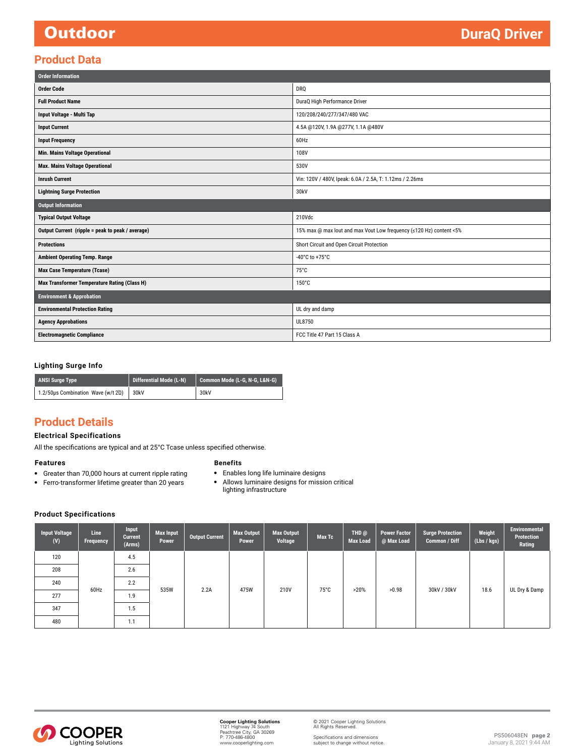# Product Data

| Order Information | |
|---|---|
| **Order Code** | DRQ |
| **Full Product Name** | DuraQ High Performance Driver |
| **Input Voltage - Multi Tap** | 120/208/240/277/347/480 VAC |
| **Input Current** | 4.5A @120V, 1.9A @277V, 1.1A @480V |
| **Input Frequency** | 60Hz |
| **Min. Mains Voltage Operational** | 108V |
| **Max. Mains Voltage Operational** | 530V |
| **Inrush Current** | Vin: 120V / 480V, Ipeak: 6.0A / 2.5A, T: 1.12ms / 2.26ms |
| **Lightning Surge Protection** | 30kV |
| **Output Information** | |
| **Typical Output Voltage** | 210Vdc |
| **Output Current (ripple = peak to peak / average)** | 15% max @ max Iout and max Vout Low frequency (≤120 Hz) content <5% |
| **Protections** | Short Circuit and Open Circuit Protection |
| **Ambient Operating Temp. Range** | -40°C to +75°C |
| **Max Case Temperature (Tcase)** | 75°C |
| **Max Transformer Temperature Rating (Class H)** | 150°C |
| **Environment & Approbation** | |
| **Environmental Protection Rating** | UL dry and damp |
| **Agency Approbations** | UL8750 |
| **Electromagnetic Compliance** | FCC Title 47 Part 15 Class A |

### Lighting Surge Info

| ANSI Surge Type | Differential Mode (L-N) | Common Mode (L-G, N-G, L&N-G) |
|---|---|---|
| 1.2/50μs Combination Wave (w/t 2Ω) | 30kV | 30kV |

# Product Details

### Electrical Specifications

All the specifications are typical and at 25°C Tcase unless specified otherwise.

### Features

- Greater than 70,000 hours at current ripple rating
- Ferro-transformer lifetime greater than 20 years

### Benefits

- Enables long life luminaire designs
- Allows luminaire designs for mission critical lighting infrastructure

### Product Specifications

| Input Voltage (V) | Line Frequency | Input Current (Arms) | Max Input Power | Output Current | Max Output Power | Max Output Voltage | Max Tc | THD @ Max Load | Power Factor @ Max Load | Surge Protection Common / Diff | Weight (Lbs / kgs) | Environmental Protection Rating |
|---|---|---|---|---|---|---|---|---|---|---|---|---|
| 120 | 60Hz | 4.5 | 535W | 2.2A | 475W | 210V | 75°C | >20% | >0.98 | 30kV / 30kV | 18.6 | UL Dry & Damp |
| 208 | | 2.6 | | | | | | | | | | |
| 240 | | 2.2 | | | | | | | | | | |
| 277 | | 1.9 | | | | | | | | | | |
| 347 | | 1.5 | | | | | | | | | | |
| 480 | | 1.1 | | | | | | | | | | |

**Cooper Lighting Solutions**
1121 Highway 74 South
Peachtree City, GA 30269
P: 770-486-4800
www.cooperlighting.com

© 2021 Cooper Lighting Solutions
All Rights Reserved.

Specifications and dimensions subject to change without notice.

PS506048EN
January 8, 2021 9:44 AM